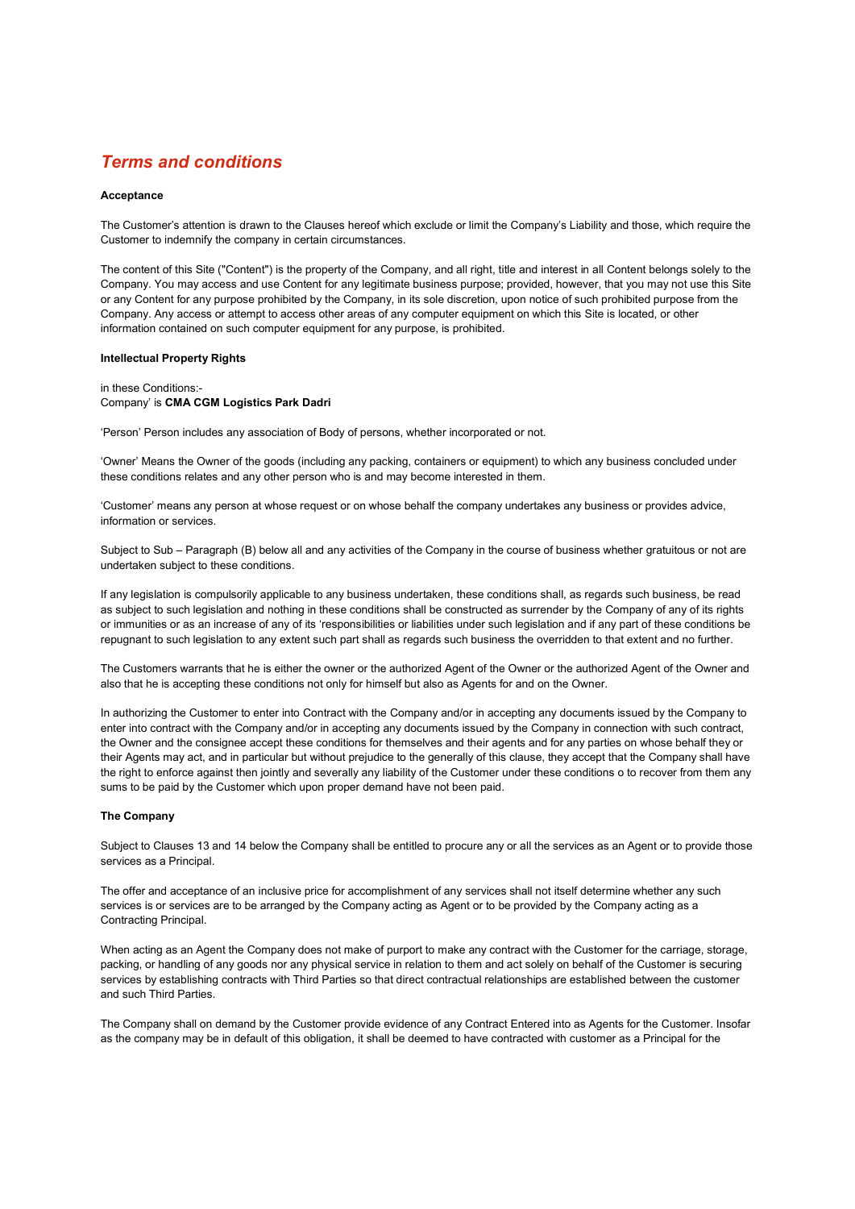# *Terms and conditions*

**Acceptance**

The Customer's attention is drawn to the Clauses hereof which exclude or limit the Company's Liability and those, which require the Customer to indemnify the company in certain circumstances.

The content of this Site ("Content") is the property of the Company, and all right, title and interest in all Content belongs solely to the Company. You may access and use Content for any legitimate business purpose; provided, however, that you may not use this Site or any Content for any purpose prohibited by the Company, in its sole discretion, upon notice of such prohibited purpose from the Company. Any access or attempt to access other areas of any computer equipment on which this Site is located, or other information contained on such computer equipment for any purpose, is prohibited.

**Intellectual Property Rights**

in these Conditions:-
Company' is **CMA CGM Logistics Park Dadri**

'Person' Person includes any association of Body of persons, whether incorporated or not.

'Owner' Means the Owner of the goods (including any packing, containers or equipment) to which any business concluded under these conditions relates and any other person who is and may become interested in them.

'Customer' means any person at whose request or on whose behalf the company undertakes any business or provides advice, information or services.

Subject to Sub – Paragraph (B) below all and any activities of the Company in the course of business whether gratuitous or not are undertaken subject to these conditions.

If any legislation is compulsorily applicable to any business undertaken, these conditions shall, as regards such business, be read as subject to such legislation and nothing in these conditions shall be constructed as surrender by the Company of any of its rights or immunities or as an increase of any of its 'responsibilities or liabilities under such legislation and if any part of these conditions be repugnant to such legislation to any extent such part shall as regards such business the overridden to that extent and no further.

The Customers warrants that he is either the owner or the authorized Agent of the Owner or the authorized Agent of the Owner and also that he is accepting these conditions not only for himself but also as Agents for and on the Owner.

In authorizing the Customer to enter into Contract with the Company and/or in accepting any documents issued by the Company to enter into contract with the Company and/or in accepting any documents issued by the Company in connection with such contract, the Owner and the consignee accept these conditions for themselves and their agents and for any parties on whose behalf they or their Agents may act, and in particular but without prejudice to the generally of this clause, they accept that the Company shall have the right to enforce against then jointly and severally any liability of the Customer under these conditions o to recover from them any sums to be paid by the Customer which upon proper demand have not been paid.

**The Company**

Subject to Clauses 13 and 14 below the Company shall be entitled to procure any or all the services as an Agent or to provide those services as a Principal.

The offer and acceptance of an inclusive price for accomplishment of any services shall not itself determine whether any such services is or services are to be arranged by the Company acting as Agent or to be provided by the Company acting as a Contracting Principal.

When acting as an Agent the Company does not make of purport to make any contract with the Customer for the carriage, storage, packing, or handling of any goods nor any physical service in relation to them and act solely on behalf of the Customer is securing services by establishing contracts with Third Parties so that direct contractual relationships are established between the customer and such Third Parties.

The Company shall on demand by the Customer provide evidence of any Contract Entered into as Agents for the Customer. Insofar as the company may be in default of this obligation, it shall be deemed to have contracted with customer as a Principal for the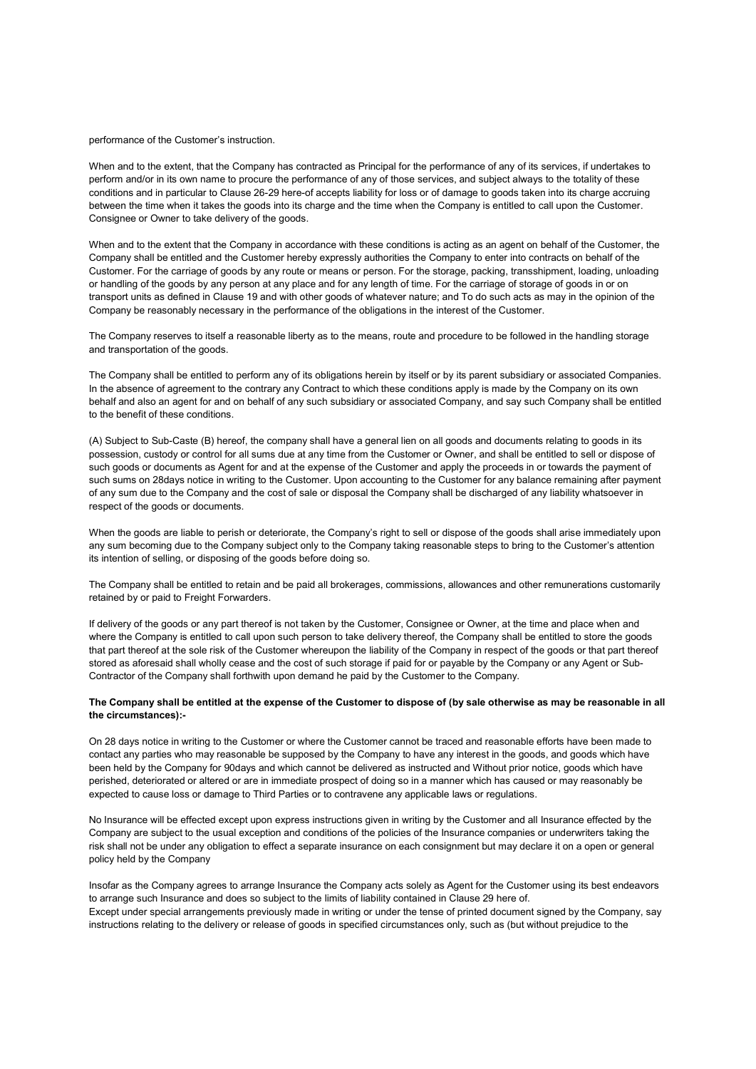performance of the Customer's instruction.

When and to the extent, that the Company has contracted as Principal for the performance of any of its services, if undertakes to perform and/or in its own name to procure the performance of any of those services, and subject always to the totality of these conditions and in particular to Clause 26-29 here-of accepts liability for loss or of damage to goods taken into its charge accruing between the time when it takes the goods into its charge and the time when the Company is entitled to call upon the Customer. Consignee or Owner to take delivery of the goods.

When and to the extent that the Company in accordance with these conditions is acting as an agent on behalf of the Customer, the Company shall be entitled and the Customer hereby expressly authorities the Company to enter into contracts on behalf of the Customer. For the carriage of goods by any route or means or person. For the storage, packing, transshipment, loading, unloading or handling of the goods by any person at any place and for any length of time. For the carriage of storage of goods in or on transport units as defined in Clause 19 and with other goods of whatever nature; and To do such acts as may in the opinion of the Company be reasonably necessary in the performance of the obligations in the interest of the Customer.

The Company reserves to itself a reasonable liberty as to the means, route and procedure to be followed in the handling storage and transportation of the goods.

The Company shall be entitled to perform any of its obligations herein by itself or by its parent subsidiary or associated Companies. In the absence of agreement to the contrary any Contract to which these conditions apply is made by the Company on its own behalf and also an agent for and on behalf of any such subsidiary or associated Company, and say such Company shall be entitled to the benefit of these conditions.

(A) Subject to Sub-Caste (B) hereof, the company shall have a general lien on all goods and documents relating to goods in its possession, custody or control for all sums due at any time from the Customer or Owner, and shall be entitled to sell or dispose of such goods or documents as Agent for and at the expense of the Customer and apply the proceeds in or towards the payment of such sums on 28days notice in writing to the Customer. Upon accounting to the Customer for any balance remaining after payment of any sum due to the Company and the cost of sale or disposal the Company shall be discharged of any liability whatsoever in respect of the goods or documents.

When the goods are liable to perish or deteriorate, the Company's right to sell or dispose of the goods shall arise immediately upon any sum becoming due to the Company subject only to the Company taking reasonable steps to bring to the Customer's attention its intention of selling, or disposing of the goods before doing so.

The Company shall be entitled to retain and be paid all brokerages, commissions, allowances and other remunerations customarily retained by or paid to Freight Forwarders.

If delivery of the goods or any part thereof is not taken by the Customer, Consignee or Owner, at the time and place when and where the Company is entitled to call upon such person to take delivery thereof, the Company shall be entitled to store the goods that part thereof at the sole risk of the Customer whereupon the liability of the Company in respect of the goods or that part thereof stored as aforesaid shall wholly cease and the cost of such storage if paid for or payable by the Company or any Agent or Sub-Contractor of the Company shall forthwith upon demand he paid by the Customer to the Company.

**The Company shall be entitled at the expense of the Customer to dispose of (by sale otherwise as may be reasonable in all the circumstances):-**

On 28 days notice in writing to the Customer or where the Customer cannot be traced and reasonable efforts have been made to contact any parties who may reasonable be supposed by the Company to have any interest in the goods, and goods which have been held by the Company for 90days and which cannot be delivered as instructed and Without prior notice, goods which have perished, deteriorated or altered or are in immediate prospect of doing so in a manner which has caused or may reasonably be expected to cause loss or damage to Third Parties or to contravene any applicable laws or regulations.

No Insurance will be effected except upon express instructions given in writing by the Customer and all Insurance effected by the Company are subject to the usual exception and conditions of the policies of the Insurance companies or underwriters taking the risk shall not be under any obligation to effect a separate insurance on each consignment but may declare it on a open or general policy held by the Company

Insofar as the Company agrees to arrange Insurance the Company acts solely as Agent for the Customer using its best endeavors to arrange such Insurance and does so subject to the limits of liability contained in Clause 29 here of.
Except under special arrangements previously made in writing or under the tense of printed document signed by the Company, say instructions relating to the delivery or release of goods in specified circumstances only, such as (but without prejudice to the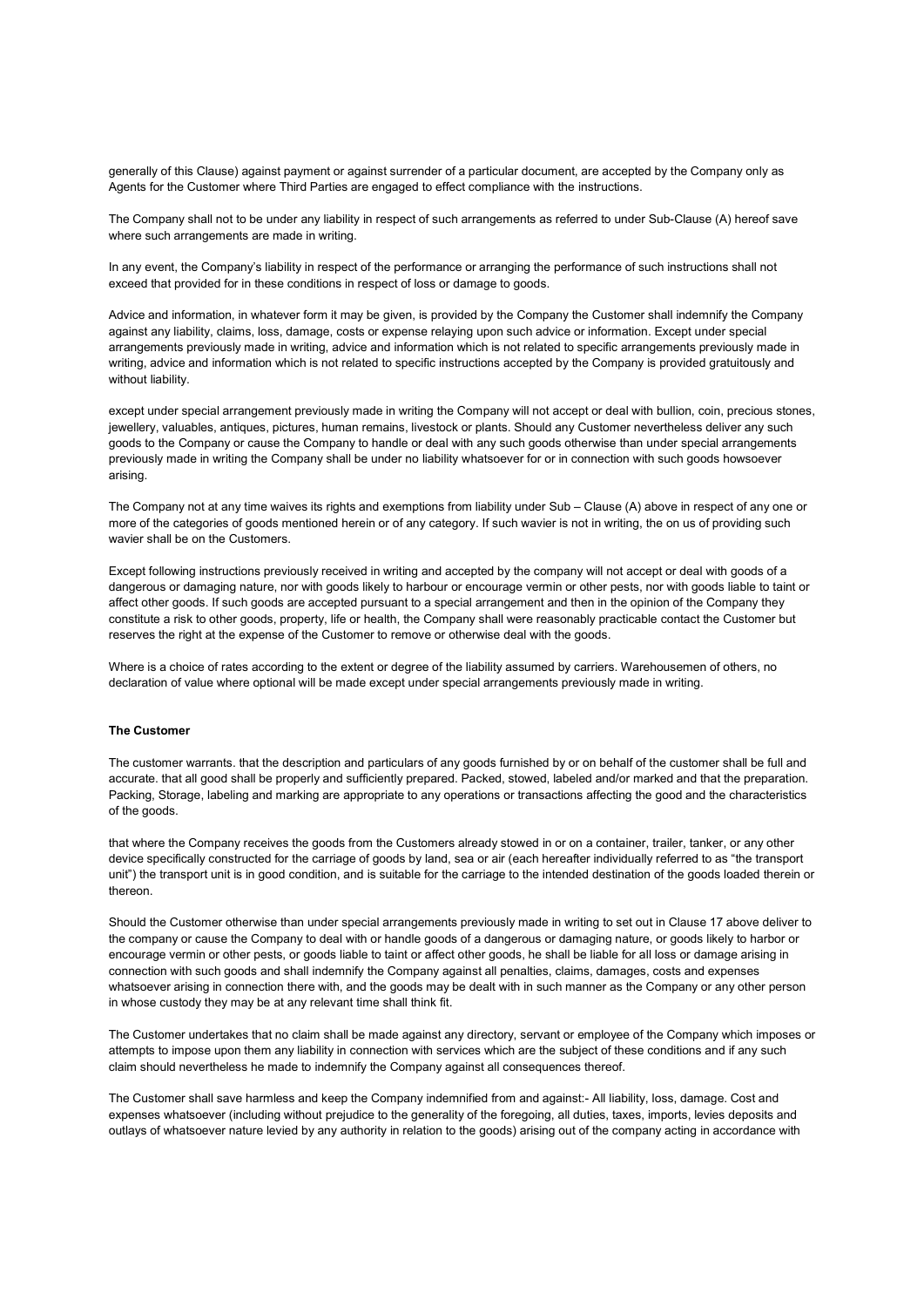generally of this Clause) against payment or against surrender of a particular document, are accepted by the Company only as Agents for the Customer where Third Parties are engaged to effect compliance with the instructions.

The Company shall not to be under any liability in respect of such arrangements as referred to under Sub-Clause (A) hereof save where such arrangements are made in writing.

In any event, the Company's liability in respect of the performance or arranging the performance of such instructions shall not exceed that provided for in these conditions in respect of loss or damage to goods.

Advice and information, in whatever form it may be given, is provided by the Company the Customer shall indemnify the Company against any liability, claims, loss, damage, costs or expense relaying upon such advice or information. Except under special arrangements previously made in writing, advice and information which is not related to specific arrangements previously made in writing, advice and information which is not related to specific instructions accepted by the Company is provided gratuitously and without liability.

except under special arrangement previously made in writing the Company will not accept or deal with bullion, coin, precious stones, jewellery, valuables, antiques, pictures, human remains, livestock or plants. Should any Customer nevertheless deliver any such goods to the Company or cause the Company to handle or deal with any such goods otherwise than under special arrangements previously made in writing the Company shall be under no liability whatsoever for or in connection with such goods howsoever arising.

The Company not at any time waives its rights and exemptions from liability under Sub – Clause (A) above in respect of any one or more of the categories of goods mentioned herein or of any category. If such wavier is not in writing, the on us of providing such wavier shall be on the Customers.

Except following instructions previously received in writing and accepted by the company will not accept or deal with goods of a dangerous or damaging nature, nor with goods likely to harbour or encourage vermin or other pests, nor with goods liable to taint or affect other goods. If such goods are accepted pursuant to a special arrangement and then in the opinion of the Company they constitute a risk to other goods, property, life or health, the Company shall were reasonably practicable contact the Customer but reserves the right at the expense of the Customer to remove or otherwise deal with the goods.

Where is a choice of rates according to the extent or degree of the liability assumed by carriers. Warehousemen of others, no declaration of value where optional will be made except under special arrangements previously made in writing.

**The Customer**

The customer warrants. that the description and particulars of any goods furnished by or on behalf of the customer shall be full and accurate. that all good shall be properly and sufficiently prepared. Packed, stowed, labeled and/or marked and that the preparation. Packing, Storage, labeling and marking are appropriate to any operations or transactions affecting the good and the characteristics of the goods.

that where the Company receives the goods from the Customers already stowed in or on a container, trailer, tanker, or any other device specifically constructed for the carriage of goods by land, sea or air (each hereafter individually referred to as "the transport unit") the transport unit is in good condition, and is suitable for the carriage to the intended destination of the goods loaded therein or thereon.

Should the Customer otherwise than under special arrangements previously made in writing to set out in Clause 17 above deliver to the company or cause the Company to deal with or handle goods of a dangerous or damaging nature, or goods likely to harbor or encourage vermin or other pests, or goods liable to taint or affect other goods, he shall be liable for all loss or damage arising in connection with such goods and shall indemnify the Company against all penalties, claims, damages, costs and expenses whatsoever arising in connection there with, and the goods may be dealt with in such manner as the Company or any other person in whose custody they may be at any relevant time shall think fit.

The Customer undertakes that no claim shall be made against any directory, servant or employee of the Company which imposes or attempts to impose upon them any liability in connection with services which are the subject of these conditions and if any such claim should nevertheless he made to indemnify the Company against all consequences thereof.

The Customer shall save harmless and keep the Company indemnified from and against:- All liability, loss, damage. Cost and expenses whatsoever (including without prejudice to the generality of the foregoing, all duties, taxes, imports, levies deposits and outlays of whatsoever nature levied by any authority in relation to the goods) arising out of the company acting in accordance with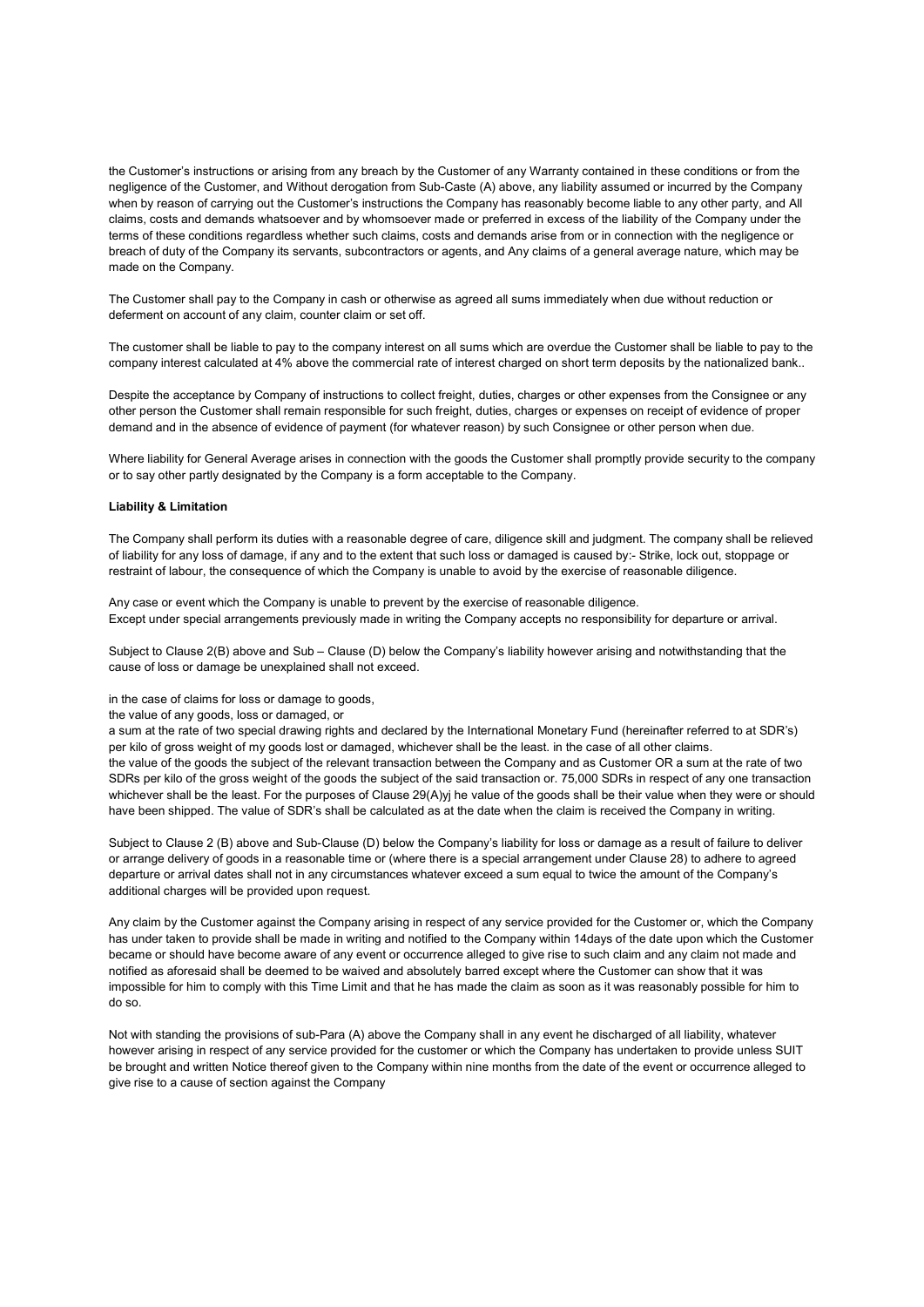the Customer's instructions or arising from any breach by the Customer of any Warranty contained in these conditions or from the negligence of the Customer, and Without derogation from Sub-Caste (A) above, any liability assumed or incurred by the Company when by reason of carrying out the Customer's instructions the Company has reasonably become liable to any other party, and All claims, costs and demands whatsoever and by whomsoever made or preferred in excess of the liability of the Company under the terms of these conditions regardless whether such claims, costs and demands arise from or in connection with the negligence or breach of duty of the Company its servants, subcontractors or agents, and Any claims of a general average nature, which may be made on the Company.

The Customer shall pay to the Company in cash or otherwise as agreed all sums immediately when due without reduction or deferment on account of any claim, counter claim or set off.

The customer shall be liable to pay to the company interest on all sums which are overdue the Customer shall be liable to pay to the company interest calculated at 4% above the commercial rate of interest charged on short term deposits by the nationalized bank..

Despite the acceptance by Company of instructions to collect freight, duties, charges or other expenses from the Consignee or any other person the Customer shall remain responsible for such freight, duties, charges or expenses on receipt of evidence of proper demand and in the absence of evidence of payment (for whatever reason) by such Consignee or other person when due.

Where liability for General Average arises in connection with the goods the Customer shall promptly provide security to the company or to say other partly designated by the Company is a form acceptable to the Company.

**Liability & Limitation**

The Company shall perform its duties with a reasonable degree of care, diligence skill and judgment. The company shall be relieved of liability for any loss of damage, if any and to the extent that such loss or damaged is caused by:- Strike, lock out, stoppage or restraint of labour, the consequence of which the Company is unable to avoid by the exercise of reasonable diligence.

Any case or event which the Company is unable to prevent by the exercise of reasonable diligence.
Except under special arrangements previously made in writing the Company accepts no responsibility for departure or arrival.

Subject to Clause 2(B) above and Sub – Clause (D) below the Company's liability however arising and notwithstanding that the cause of loss or damage be unexplained shall not exceed.

in the case of claims for loss or damage to goods,
the value of any goods, loss or damaged, or
a sum at the rate of two special drawing rights and declared by the International Monetary Fund (hereinafter referred to at SDR's) per kilo of gross weight of my goods lost or damaged, whichever shall be the least. in the case of all other claims.
the value of the goods the subject of the relevant transaction between the Company and as Customer OR a sum at the rate of two SDRs per kilo of the gross weight of the goods the subject of the said transaction or. 75,000 SDRs in respect of any one transaction whichever shall be the least. For the purposes of Clause 29(A)yj he value of the goods shall be their value when they were or should have been shipped. The value of SDR's shall be calculated as at the date when the claim is received the Company in writing.

Subject to Clause 2 (B) above and Sub-Clause (D) below the Company's liability for loss or damage as a result of failure to deliver or arrange delivery of goods in a reasonable time or (where there is a special arrangement under Clause 28) to adhere to agreed departure or arrival dates shall not in any circumstances whatever exceed a sum equal to twice the amount of the Company's additional charges will be provided upon request.

Any claim by the Customer against the Company arising in respect of any service provided for the Customer or, which the Company has under taken to provide shall be made in writing and notified to the Company within 14days of the date upon which the Customer became or should have become aware of any event or occurrence alleged to give rise to such claim and any claim not made and notified as aforesaid shall be deemed to be waived and absolutely barred except where the Customer can show that it was impossible for him to comply with this Time Limit and that he has made the claim as soon as it was reasonably possible for him to do so.

Not with standing the provisions of sub-Para (A) above the Company shall in any event he discharged of all liability, whatever however arising in respect of any service provided for the customer or which the Company has undertaken to provide unless SUIT be brought and written Notice thereof given to the Company within nine months from the date of the event or occurrence alleged to give rise to a cause of section against the Company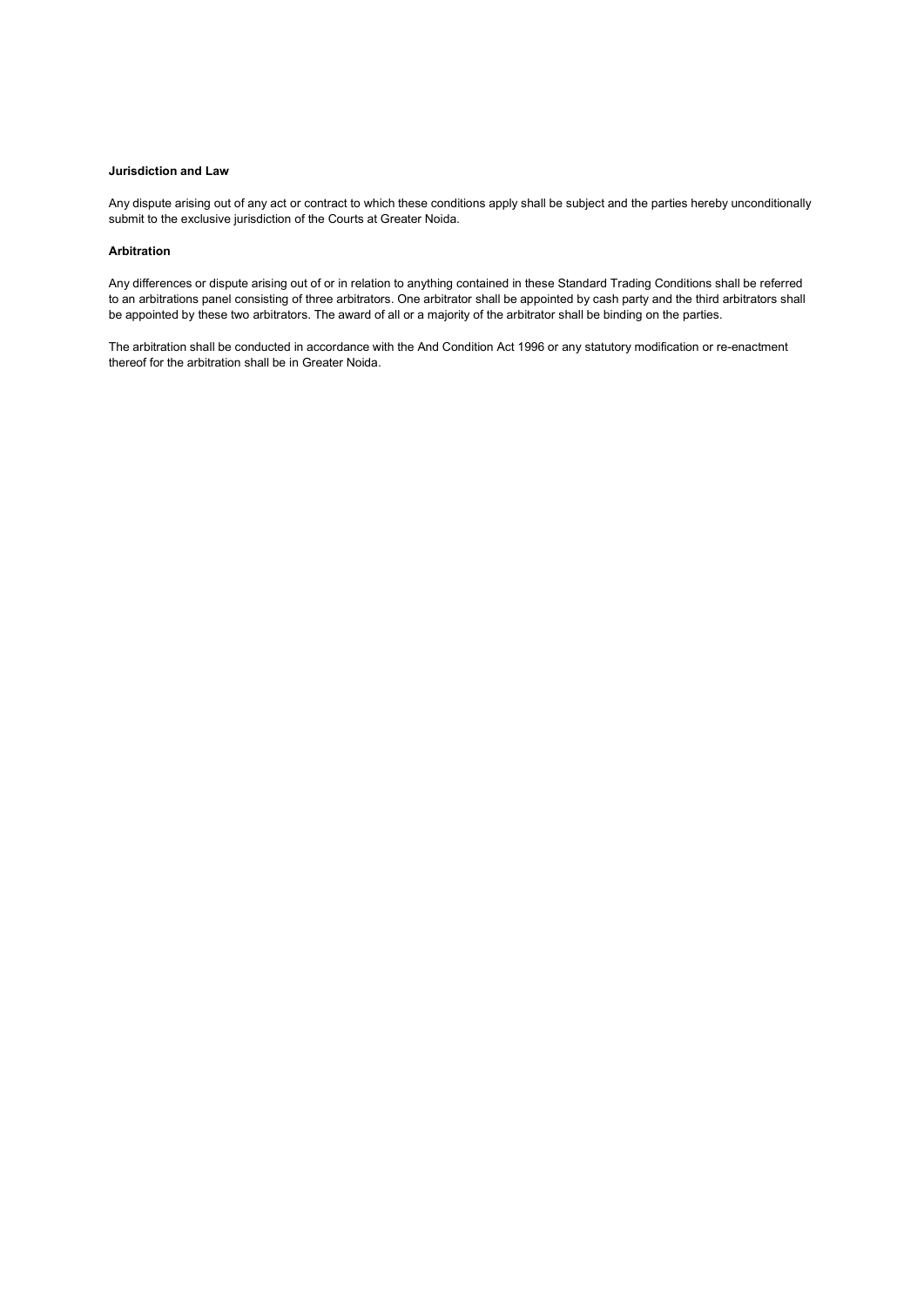**Jurisdiction and Law**

Any dispute arising out of any act or contract to which these conditions apply shall be subject and the parties hereby unconditionally submit to the exclusive jurisdiction of the Courts at Greater Noida.

**Arbitration**

Any differences or dispute arising out of or in relation to anything contained in these Standard Trading Conditions shall be referred to an arbitrations panel consisting of three arbitrators. One arbitrator shall be appointed by cash party and the third arbitrators shall be appointed by these two arbitrators. The award of all or a majority of the arbitrator shall be binding on the parties.

The arbitration shall be conducted in accordance with the And Condition Act 1996 or any statutory modification or re-enactment thereof for the arbitration shall be in Greater Noida.